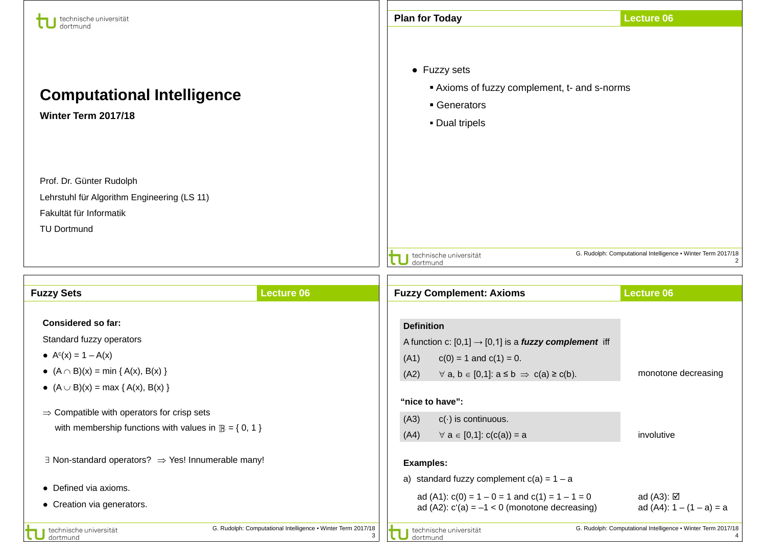# Computational Intelligence

**Winter Term 2017/18**

Prof. Dr. Günter Rudolph

Lehrstuhl für Algorithm Engineering (LS 11)

Fakultät für Informatik

TU Dortmund

## Plan for Today

- Fuzzy sets
  - Axioms of fuzzy complement, t- and s-norms
  - Generators
  - Dual tripels

## Fuzzy Sets

**Considered so far:**

Standard fuzzy operators

- $A^c(x) = 1 - A(x)$
- $(A \cap B)(x) = \min \{ A(x), B(x) \}$
- $(A \cup B)(x) = \max \{ A(x), B(x) \}$

$\Rightarrow$ Compatible with operators for crisp sets
with membership functions with values in $\mathbb{B} = \{ 0, 1 \}$

$\exists$ Non-standard operators? $\Rightarrow$ Yes! Innumerable many!

- Defined via axioms.
- Creation via generators.

## Fuzzy Complement: Axioms

**Definition**

A function c: $[0,1] \rightarrow [0,1]$ is a ***fuzzy complement*** iff

(A1) $c(0) = 1$ and $c(1) = 0$.

(A2) $\forall\, a, b \in [0,1]: a \leq b \Rightarrow c(a) \geq c(b)$. — monotone decreasing

**"nice to have":**

(A3) $c(\cdot)$ is continuous.

(A4) $\forall\, a \in [0,1]: c(c(a)) = a$ — involutive

**Examples:**

a) standard fuzzy complement $c(a) = 1 - a$

ad (A1): $c(0) = 1 - 0 = 1$ and $c(1) = 1 - 1 = 0$
ad (A2): $c'(a) = -1 < 0$ (monotone decreasing)

ad (A3): ☑
ad (A4): $1 - (1 - a) = a$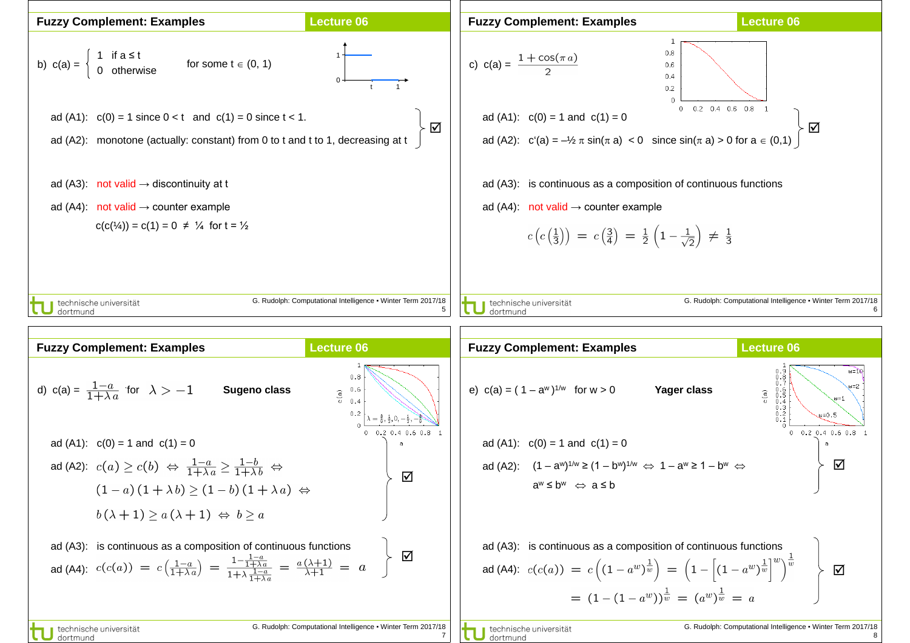## Fuzzy Complement: Examples

b) $c(a) = \begin{cases} 1 & \text{if } a \le t \\ 0 & \text{otherwise} \end{cases}$ for some $t \in (0, 1)$

ad (A1): $c(0) = 1$ since $0 < t$ and $c(1) = 0$ since $t < 1$.

ad (A2): monotone (actually: constant) from 0 to t and t to 1, decreasing at t ☑

ad (A3): not valid → discontinuity at t

ad (A4): not valid → counter example

$c(c(¼)) = c(1) = 0 \neq ¼$ for $t = ½$

## Fuzzy Complement: Examples

c) $c(a) = \dfrac{1 + \cos(\pi\, a)}{2}$

ad (A1): $c(0) = 1$ and $c(1) = 0$

ad (A2): $c'(a) = -½\, \pi \sin(\pi\, a) < 0$ since $\sin(\pi\, a) > 0$ for $a \in (0,1)$ ☑

ad (A3): is continuous as a composition of continuous functions

ad (A4): not valid → counter example

$$c\left(c\left(\frac{1}{3}\right)\right) = c\left(\frac{3}{4}\right) = \frac{1}{2}\left(1 - \frac{1}{\sqrt{2}}\right) \neq \frac{1}{3}$$

## Fuzzy Complement: Examples

d) $c(a) = \dfrac{1-a}{1+\lambda a}$ for $\lambda > -1$ **Sugeno class**

$\lambda = \frac{8}{9}, \frac{1}{2}, 0, -\frac{1}{2}, -\frac{8}{9}$

ad (A1): $c(0) = 1$ and $c(1) = 0$

ad (A2): $c(a) \ge c(b) \;\Leftrightarrow\; \frac{1-a}{1+\lambda a} \ge \frac{1-b}{1+\lambda b} \;\Leftrightarrow$

$(1-a)\,(1+\lambda b) \ge (1-b)\,(1+\lambda a) \;\Leftrightarrow$

$b\,(\lambda+1) \ge a\,(\lambda+1) \;\Leftrightarrow\; b \ge a$ ☑

ad (A3): is continuous as a composition of continuous functions

ad (A4): $c(c(a)) = c\left(\frac{1-a}{1+\lambda a}\right) = \frac{1-\frac{1-a}{1+\lambda a}}{1+\lambda \frac{1-a}{1+\lambda a}} = \frac{a\,(\lambda+1)}{\lambda+1} = a$ ☑

## Fuzzy Complement: Examples

e) $c(a) = (1 - a^w)^{1/w}$ for $w > 0$ **Yager class**

$w = 10,\ w = 2,\ w = 1,\ w = 0.5$

ad (A1): $c(0) = 1$ and $c(1) = 0$

ad (A2): $(1 - a^w)^{1/w} \ge (1 - b^w)^{1/w} \;\Leftrightarrow\; 1 - a^w \ge 1 - b^w \;\Leftrightarrow$

$a^w \le b^w \;\Leftrightarrow\; a \le b$ ☑

ad (A3): is continuous as a composition of continuous functions

ad (A4): $c(c(a)) = c\left((1-a^w)^{\frac{1}{w}}\right) = \left(1 - \left[(1-a^w)^{\frac{1}{w}}\right]^w\right)^{\frac{1}{w}}$

$= (1 - (1 - a^w))^{\frac{1}{w}} = (a^w)^{\frac{1}{w}} = a$ ☑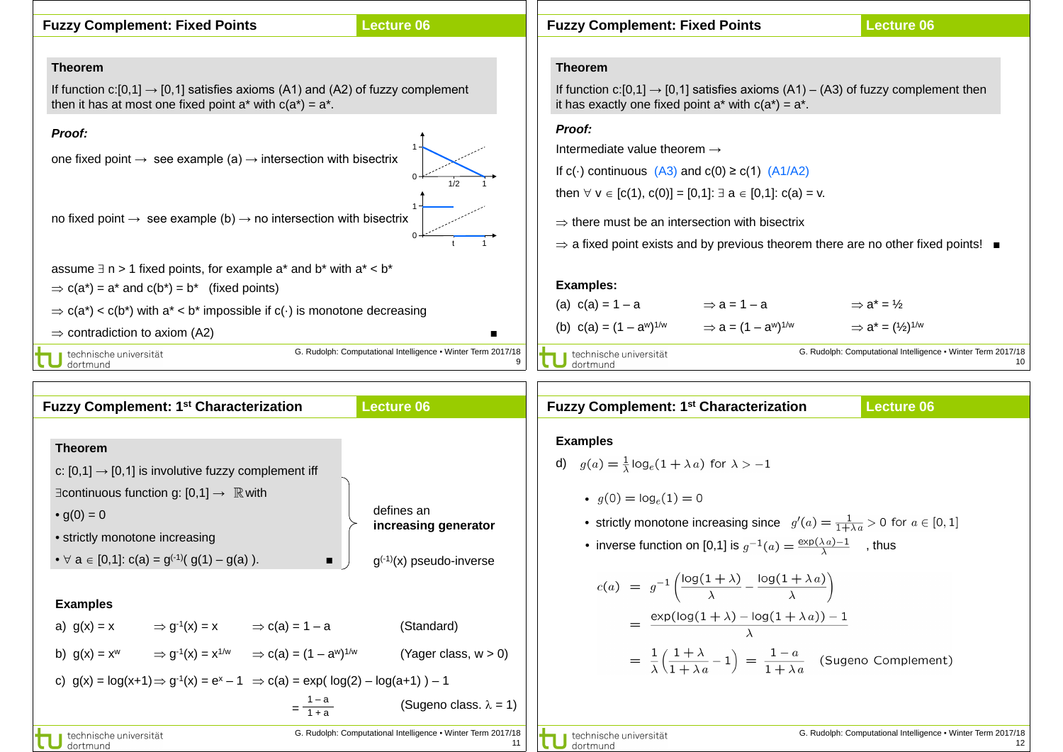## Fuzzy Complement: Fixed Points

**Theorem**

If function c:[0,1] → [0,1] satisfies axioms (A1) and (A2) of fuzzy complement then it has at most one fixed point a* with c(a*) = a*.

***Proof:***

one fixed point → see example (a) → intersection with bisectrix

no fixed point → see example (b) → no intersection with bisectrix

assume ∃ n > 1 fixed points, for example a* and b* with a* < b*

⇒ c(a*) = a* and c(b*) = b* (fixed points)

⇒ c(a*) < c(b*) with a* < b* impossible if c(·) is monotone decreasing

⇒ contradiction to axiom (A2) ■

## Fuzzy Complement: Fixed Points

**Theorem**

If function c:[0,1] → [0,1] satisfies axioms (A1) – (A3) of fuzzy complement then it has exactly one fixed point a* with c(a*) = a*.

***Proof:***

Intermediate value theorem →

If c(·) continuous (A3) and c(0) ≥ c(1) (A1/A2)

then ∀ v ∈ [c(1), c(0)] = [0,1]: ∃ a ∈ [0,1]: c(a) = v.

⇒ there must be an intersection with bisectrix

⇒ a fixed point exists and by previous theorem there are no other fixed points! ■

**Examples:**

(a) c(a) = 1 – a ⇒ a = 1 – a ⇒ a* = ½

(b) $c(a) = (1 - a^w)^{1/w}$ ⇒ $a = (1 - a^w)^{1/w}$ ⇒ $a^* = (½)^{1/w}$

## Fuzzy Complement: 1st Characterization

**Theorem**

c: [0,1] → [0,1] is involutive fuzzy complement iff

∃continuous function g: [0,1] → ℝ with

- g(0) = 0
- strictly monotone increasing
- ∀ a ∈ [0,1]: $c(a) = g^{(-1)}( g(1) – g(a) )$. ■

(g(0) = 0 and strictly monotone increasing) defines an **increasing generator**

$g^{(-1)}(x)$ pseudo-inverse

**Examples**

a) g(x) = x ⇒ $g^{-1}(x) = x$ ⇒ c(a) = 1 – a (Standard)

b) $g(x) = x^w$ ⇒ $g^{-1}(x) = x^{1/w}$ ⇒ $c(a) = (1 – a^w)^{1/w}$ (Yager class, w > 0)

c) g(x) = log(x+1) ⇒ $g^{-1}(x) = e^x – 1$ ⇒ c(a) = exp( log(2) – log(a+1) ) – 1 $= \frac{1-a}{1+a}$ (Sugeno class. λ = 1)

## Fuzzy Complement: 1st Characterization

**Examples**

d) $g(a) = \frac{1}{\lambda}\log_e(1+\lambda a)$ for $\lambda > -1$

- $g(0) = \log_e(1) = 0$
- strictly monotone increasing since $g'(a) = \frac{1}{1+\lambda a} > 0$ for $a \in [0,1]$
- inverse function on [0,1] is $g^{-1}(a) = \frac{\exp(\lambda a) - 1}{\lambda}$, thus

$$
\begin{aligned}
c(a) &= g^{-1}\left(\frac{\log(1+\lambda)}{\lambda} - \frac{\log(1+\lambda a)}{\lambda}\right) \\
&= \frac{\exp(\log(1+\lambda) - \log(1+\lambda a)) - 1}{\lambda} \\
&= \frac{1}{\lambda}\left(\frac{1+\lambda}{1+\lambda a} - 1\right) = \frac{1-a}{1+\lambda a} \quad \text{(Sugeno Complement)}
\end{aligned}
$$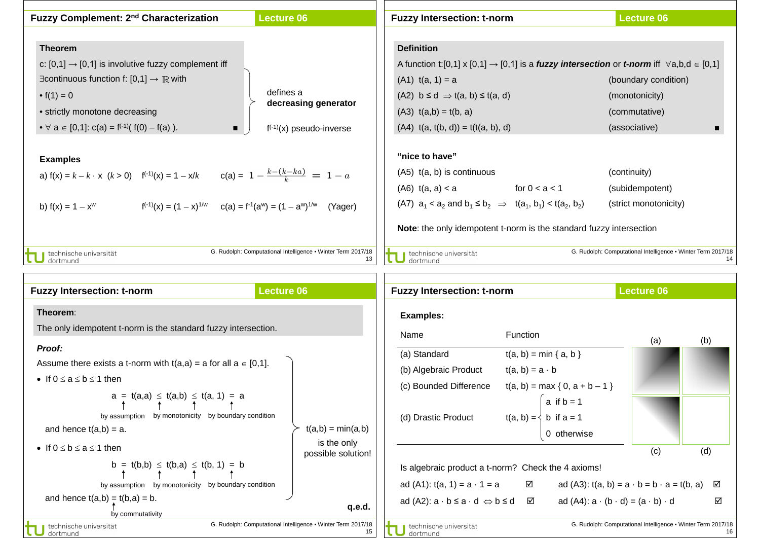## Fuzzy Complement: 2nd Characterization

**Theorem**

c: [0,1] → [0,1] is involutive fuzzy complement iff
∃continuous function f: [0,1] → ℝ with

- f(1) = 0
- strictly monotone decreasing
- ∀ a ∈ [0,1]: c(a) = $f^{(-1)}$( f(0) – f(a) ). ■

} defines a **decreasing generator**

$f^{(-1)}(x)$ pseudo-inverse

**Examples**

a) $f(x) = k - k \cdot x$ ($k > 0$) $\quad f^{(-1)}(x) = 1 - x/k \quad c(a) = 1 - \frac{k-(k-ka)}{k} = 1 - a$

b) $f(x) = 1 - x^w \quad f^{(-1)}(x) = (1 - x)^{1/w} \quad c(a) = f^{-1}(a^w) = (1 - a^w)^{1/w}$ (Yager)

## Fuzzy Intersection: t-norm

**Definition**

A function t:[0,1] x [0,1] → [0,1] is a ***fuzzy intersection*** or ***t-norm*** iff ∀a,b,d ∈ [0,1]

| | | |
|---|---|---|
| (A1) | t(a, 1) = a | (boundary condition) |
| (A2) | b ≤ d ⇒ t(a, b) ≤ t(a, d) | (monotonicity) |
| (A3) | t(a,b) = t(b, a) | (commutative) |
| (A4) | t(a, t(b, d)) = t(t(a, b), d) | (associative) ■ |

**“nice to have”**

| | | |
|---|---|---|
| (A5) | t(a, b) is continuous | (continuity) |
| (A6) | t(a, a) < a for 0 < a < 1 | (subidempotent) |
| (A7) | $a_1 < a_2$ and $b_1 \le b_2 \Rightarrow t(a_1, b_1) < t(a_2, b_2)$ | (strict monotonicity) |

**Note**: the only idempotent t-norm is the standard fuzzy intersection

## Fuzzy Intersection: t-norm

**Theorem**:

The only idempotent t-norm is the standard fuzzy intersection.

***Proof:***

Assume there exists a t-norm with t(a,a) = a for all a ∈ [0,1].

- If 0 ≤ a ≤ b ≤ 1 then

  a = t(a,a) ≤ t(a,b) ≤ t(a, 1) = a
  (by assumption; by monotonicity; by boundary condition)

  and hence t(a,b) = a.

- If 0 ≤ b ≤ a ≤ 1 then

  b = t(b,b) ≤ t(b,a) ≤ t(b, 1) = b
  (by assumption; by monotonicity; by boundary condition)

  and hence t(a,b) = t(b,a) = b.
  (by commutativity)

} t(a,b) = min(a,b) is the only possible solution!

**q.e.d.**

## Fuzzy Intersection: t-norm

**Examples:**

| Name | Function |
|---|---|
| (a) Standard | t(a, b) = min { a, b } |
| (b) Algebraic Product | t(a, b) = a · b |
| (c) Bounded Difference | t(a, b) = max { 0, a + b – 1 } |
| (d) Drastic Product | t(a, b) = a if b = 1; b if a = 1; 0 otherwise |

Is algebraic product a t-norm? Check the 4 axioms!

ad (A1): t(a, 1) = a · 1 = a ☑

ad (A2): a · b ≤ a · d ⇔ b ≤ d ☑

ad (A3): t(a, b) = a · b = b · a = t(b, a) ☑

ad (A4): a · (b · d) = (a · b) · d ☑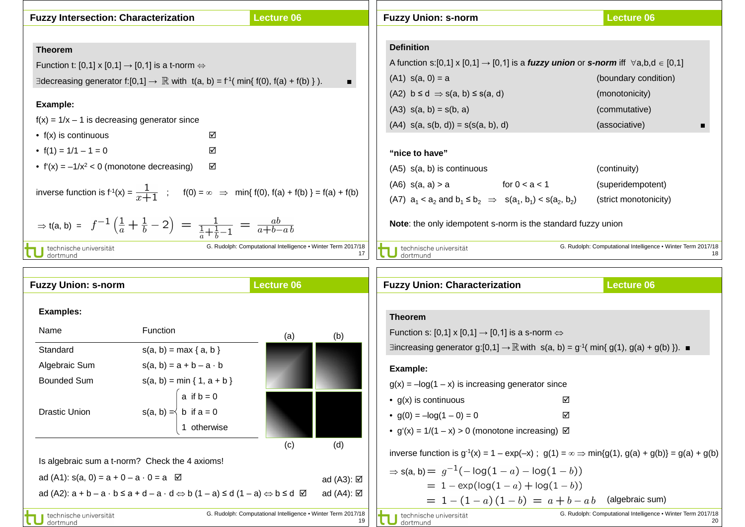## Fuzzy Intersection: Characterization

**Theorem**

Function t: $[0,1] \times [0,1] \to [0,1]$ is a t-norm $\Leftrightarrow$

$\exists$decreasing generator $f:[0,1] \to \mathbb{R}$ with $t(a, b) = f^{-1}(\min\{ f(0), f(a) + f(b) \})$. ■

**Example:**

$f(x) = 1/x - 1$ is decreasing generator since

- $f(x)$ is continuous ☑
- $f(1) = 1/1 - 1 = 0$ ☑
- $f'(x) = -1/x^2 < 0$ (monotone decreasing) ☑

inverse function is $f^{-1}(x) = \frac{1}{x+1}$ ; $f(0) = \infty \Rightarrow \min\{ f(0), f(a) + f(b) \} = f(a) + f(b)$

$$\Rightarrow t(a,b) = f^{-1}\left(\frac{1}{a} + \frac{1}{b} - 2\right) = \frac{1}{\frac{1}{a}+\frac{1}{b}-1} = \frac{ab}{a+b-a\,b}$$

## Fuzzy Union: s-norm

**Definition**

A function s: $[0,1] \times [0,1] \to [0,1]$ is a ***fuzzy union*** or ***s-norm*** iff $\forall a,b,d \in [0,1]$

- (A1) $s(a, 0) = a$ (boundary condition)
- (A2) $b \le d \Rightarrow s(a, b) \le s(a, d)$ (monotonicity)
- (A3) $s(a, b) = s(b, a)$ (commutative)
- (A4) $s(a, s(b, d)) = s(s(a, b), d)$ (associative) ■

**"nice to have"**

- (A5) $s(a, b)$ is continuous (continuity)
- (A6) $s(a, a) > a$ for $0 < a < 1$ (superidempotent)
- (A7) $a_1 < a_2$ and $b_1 \le b_2 \Rightarrow s(a_1, b_1) < s(a_2, b_2)$ (strict monotonicity)

**Note**: the only idempotent s-norm is the standard fuzzy union

## Fuzzy Union: s-norm

**Examples:**

| Name | Function |
|---|---|
| Standard | $s(a, b) = \max\{ a, b \}$ |
| Algebraic Sum | $s(a, b) = a + b - a \cdot b$ |
| Bounded Sum | $s(a, b) = \min\{ 1, a + b \}$ |
| Drastic Union | $s(a,b) = \begin{cases} a & \text{if } b = 0 \\ b & \text{if } a = 0 \\ 1 & \text{otherwise} \end{cases}$ |

(a) (b) (c) (d)

Is algebraic sum a t-norm? Check the 4 axioms!

ad (A1): $s(a, 0) = a + 0 - a \cdot 0 = a$ ☑ ad (A3): ☑

ad (A2): $a + b - a \cdot b \le a + d - a \cdot d \Leftrightarrow b\,(1 - a) \le d\,(1 - a) \Leftrightarrow b \le d$ ☑ ad (A4): ☑

## Fuzzy Union: Characterization

**Theorem**

Function s: $[0,1] \times [0,1] \to [0,1]$ is a s-norm $\Leftrightarrow$

$\exists$increasing generator $g:[0,1] \to \mathbb{R}$ with $s(a, b) = g^{-1}(\min\{ g(1), g(a) + g(b) \})$. ■

**Example:**

$g(x) = -\log(1 - x)$ is increasing generator since

- $g(x)$ is continuous ☑
- $g(0) = -\log(1 - 0) = 0$ ☑
- $g'(x) = 1/(1 - x) > 0$ (monotone increasing) ☑

inverse function is $g^{-1}(x) = 1 - \exp(-x)$ ; $g(1) = \infty \Rightarrow \min\{g(1), g(a) + g(b)\} = g(a) + g(b)$

$$\Rightarrow s(a,b) = g^{-1}(-\log(1-a) - \log(1-b))$$
$$= 1 - \exp(\log(1-a) + \log(1-b))$$
$$= 1 - (1-a)\,(1-b) = a + b - a\,b \quad \text{(algebraic sum)}$$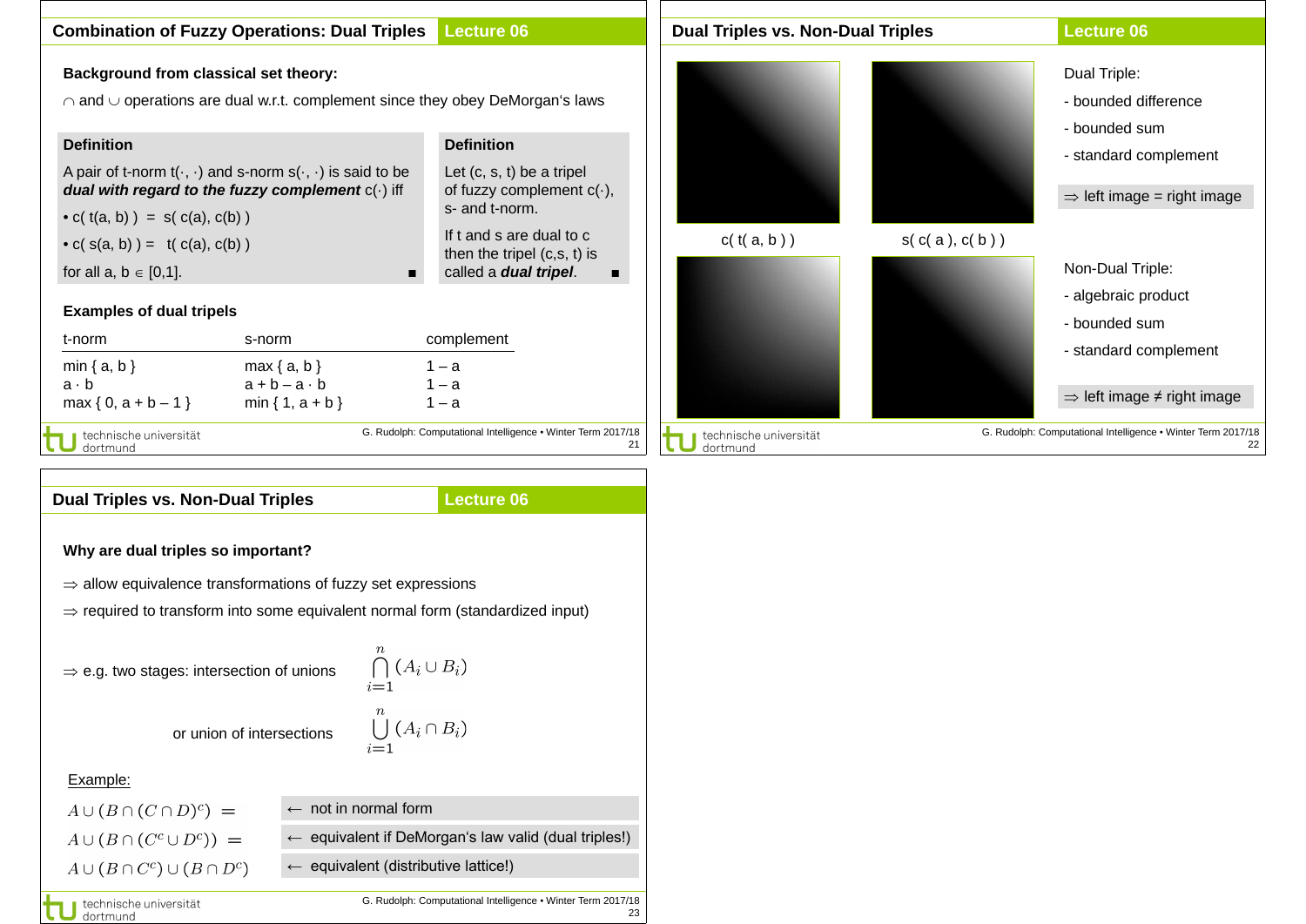## Combination of Fuzzy Operations: Dual Triples

**Background from classical set theory:**

$\cap$ and $\cup$ operations are dual w.r.t. complement since they obey DeMorgan's laws

**Definition**

A pair of t-norm $t(\cdot, \cdot)$ and s-norm $s(\cdot, \cdot)$ is said to be ***dual with regard to the fuzzy complement*** $c(\cdot)$ iff

- $c(\, t(a, b)\,) = s(\, c(a), c(b)\,)$
- $c(\, s(a, b)\,) = t(\, c(a), c(b)\,)$

for all $a, b \in [0,1]$. ■

**Definition**

Let (c, s, t) be a tripel of fuzzy complement $c(\cdot)$, s- and t-norm.

If t and s are dual to c then the tripel (c,s, t) is called a ***dual tripel***. ■

**Examples of dual tripels**

| t-norm | s-norm | complement |
|---|---|---|
| min { a, b } | max { a, b } | 1 – a |
| a · b | a + b – a · b | 1 – a |
| max { 0, a + b – 1 } | min { 1, a + b } | 1 – a |

## Dual Triples vs. Non-Dual Triples

c( t( a, b ) )

s( c( a ), c( b ) )

Dual Triple:

- bounded difference
- bounded sum
- standard complement

⇒ left image = right image

Non-Dual Triple:

- algebraic product
- bounded sum
- standard complement

⇒ left image ≠ right image

## Dual Triples vs. Non-Dual Triples

**Why are dual triples so important?**

⇒ allow equivalence transformations of fuzzy set expressions

⇒ required to transform into some equivalent normal form (standardized input)

⇒ e.g. two stages: intersection of unions $\bigcap_{i=1}^{n} (A_i \cup B_i)$

or union of intersections $\bigcup_{i=1}^{n} (A_i \cap B_i)$

Example:

$A \cup (B \cap (C \cap D)^c) \;=$ ← not in normal form

$A \cup (B \cap (C^c \cup D^c)) \;=$ ← equivalent if DeMorgan's law valid (dual triples!)

$A \cup (B \cap C^c) \cup (B \cap D^c)$ ← equivalent (distributive lattice!)